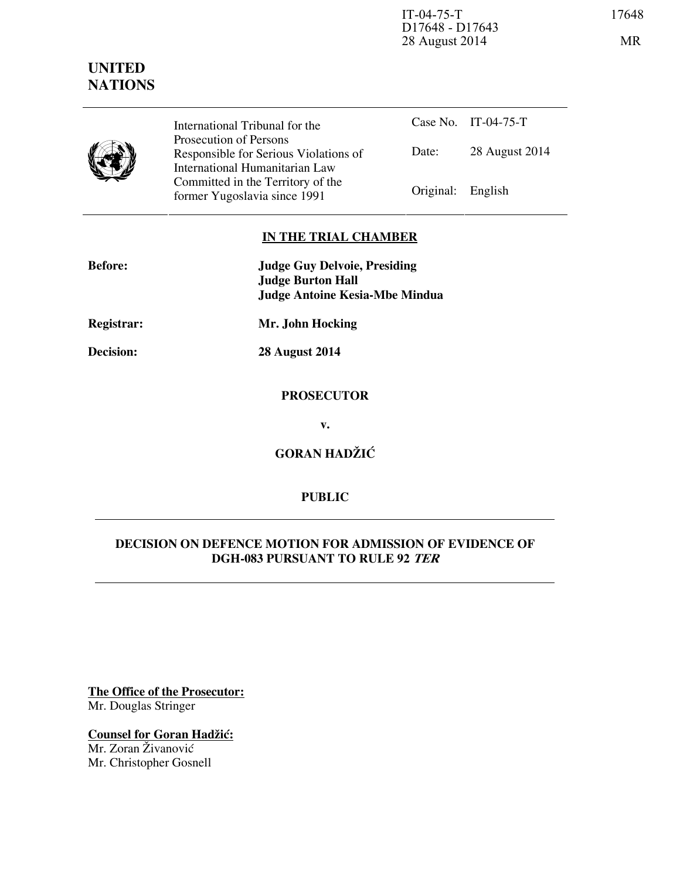IT-04-75-T
D17648 - D17643
28 August 2014

17648

MR

**UNITED NATIONS**

| | International Tribunal for the Prosecution of Persons Responsible for Serious Violations of International Humanitarian Law Committed in the Territory of the former Yugoslavia since 1991 | Case No. | IT-04-75-T |
|---|---|---|---|
| | | Date: | 28 August 2014 |
| | | Original: | English |

**IN THE TRIAL CHAMBER**

**Before:** **Judge Guy Delvoie, Presiding**
**Judge Burton Hall**
**Judge Antoine Kesia-Mbe Mindua**

**Registrar:** **Mr. John Hocking**

**Decision:** **28 August 2014**

**PROSECUTOR**

**v.**

**GORAN HADŽIĆ**

**PUBLIC**

**DECISION ON DEFENCE MOTION FOR ADMISSION OF EVIDENCE OF DGH-083 PURSUANT TO RULE 92 *TER***

**The Office of the Prosecutor:**
Mr. Douglas Stringer

**Counsel for Goran Hadžić:**
Mr. Zoran Živanović
Mr. Christopher Gosnell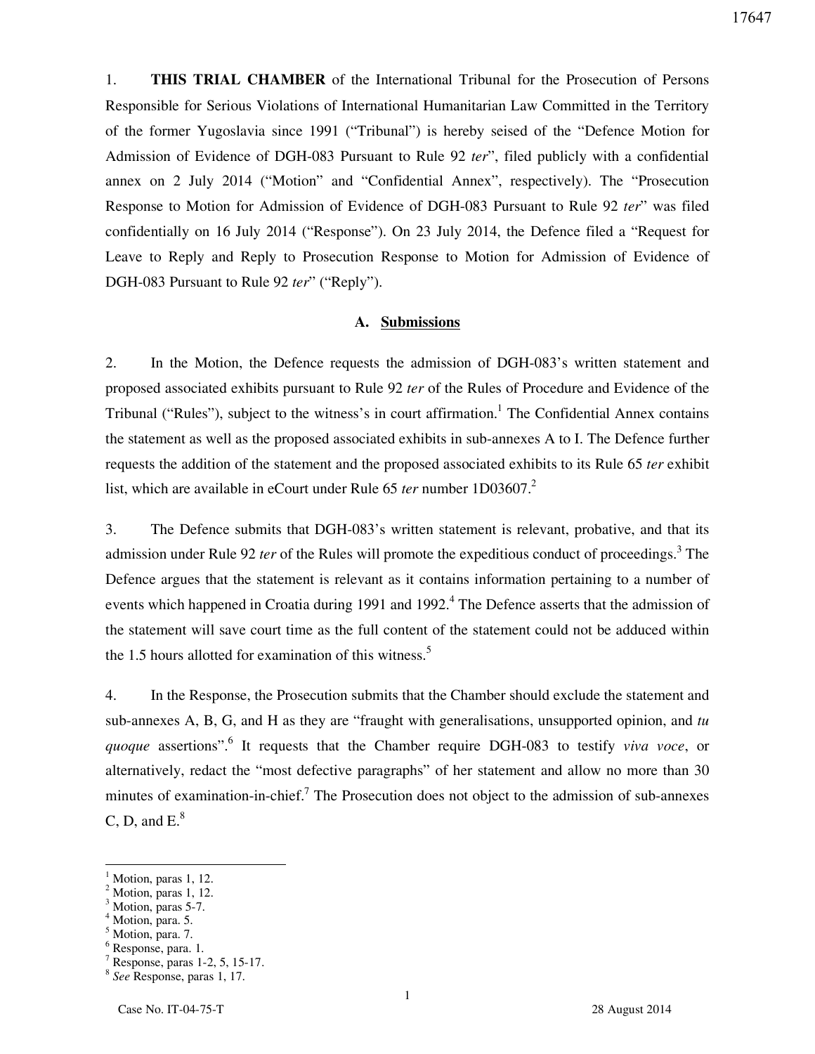1. **THIS TRIAL CHAMBER** of the International Tribunal for the Prosecution of Persons Responsible for Serious Violations of International Humanitarian Law Committed in the Territory of the former Yugoslavia since 1991 ("Tribunal") is hereby seised of the "Defence Motion for Admission of Evidence of DGH-083 Pursuant to Rule 92 *ter*", filed publicly with a confidential annex on 2 July 2014 ("Motion" and "Confidential Annex", respectively). The "Prosecution Response to Motion for Admission of Evidence of DGH-083 Pursuant to Rule 92 *ter*" was filed confidentially on 16 July 2014 ("Response"). On 23 July 2014, the Defence filed a "Request for Leave to Reply and Reply to Prosecution Response to Motion for Admission of Evidence of DGH-083 Pursuant to Rule 92 *ter*" ("Reply").

## A. Submissions

2. In the Motion, the Defence requests the admission of DGH-083's written statement and proposed associated exhibits pursuant to Rule 92 *ter* of the Rules of Procedure and Evidence of the Tribunal ("Rules"), subject to the witness's in court affirmation.[1] The Confidential Annex contains the statement as well as the proposed associated exhibits in sub-annexes A to I. The Defence further requests the addition of the statement and the proposed associated exhibits to its Rule 65 *ter* exhibit list, which are available in eCourt under Rule 65 *ter* number 1D03607.[2]

3. The Defence submits that DGH-083's written statement is relevant, probative, and that its admission under Rule 92 *ter* of the Rules will promote the expeditious conduct of proceedings.[3] The Defence argues that the statement is relevant as it contains information pertaining to a number of events which happened in Croatia during 1991 and 1992.[4] The Defence asserts that the admission of the statement will save court time as the full content of the statement could not be adduced within the 1.5 hours allotted for examination of this witness.[5]

4. In the Response, the Prosecution submits that the Chamber should exclude the statement and sub-annexes A, B, G, and H as they are "fraught with generalisations, unsupported opinion, and *tu quoque* assertions".[6] It requests that the Chamber require DGH-083 to testify *viva voce*, or alternatively, redact the "most defective paragraphs" of her statement and allow no more than 30 minutes of examination-in-chief.[7] The Prosecution does not object to the admission of sub-annexes C, D, and E.[8]

---

[1] Motion, paras 1, 12.
[2] Motion, paras 1, 12.
[3] Motion, paras 5-7.
[4] Motion, para. 5.
[5] Motion, para. 7.
[6] Response, para. 1.
[7] Response, paras 1-2, 5, 15-17.
[8] *See* Response, paras 1, 17.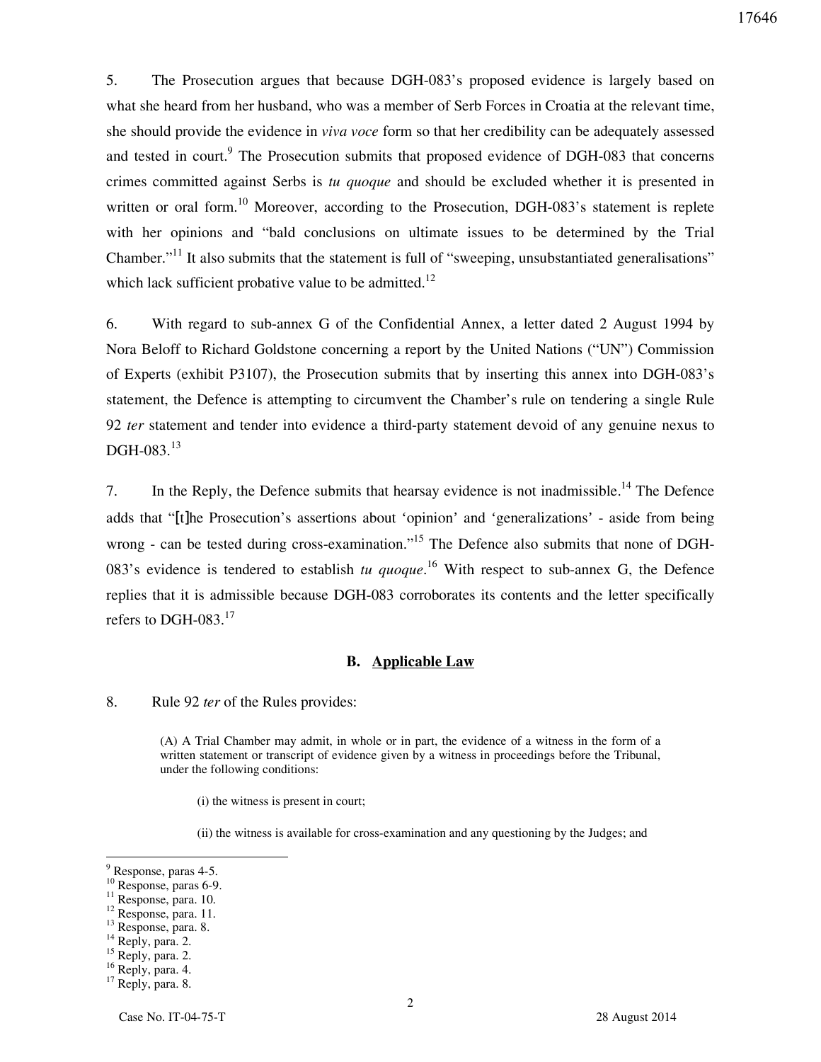5. The Prosecution argues that because DGH-083's proposed evidence is largely based on what she heard from her husband, who was a member of Serb Forces in Croatia at the relevant time, she should provide the evidence in *viva voce* form so that her credibility can be adequately assessed and tested in court.[9] The Prosecution submits that proposed evidence of DGH-083 that concerns crimes committed against Serbs is *tu quoque* and should be excluded whether it is presented in written or oral form.[10] Moreover, according to the Prosecution, DGH-083's statement is replete with her opinions and "bald conclusions on ultimate issues to be determined by the Trial Chamber."[11] It also submits that the statement is full of "sweeping, unsubstantiated generalisations" which lack sufficient probative value to be admitted.[12]

6. With regard to sub-annex G of the Confidential Annex, a letter dated 2 August 1994 by Nora Beloff to Richard Goldstone concerning a report by the United Nations ("UN") Commission of Experts (exhibit P3107), the Prosecution submits that by inserting this annex into DGH-083's statement, the Defence is attempting to circumvent the Chamber's rule on tendering a single Rule 92 *ter* statement and tender into evidence a third-party statement devoid of any genuine nexus to DGH-083.[13]

7. In the Reply, the Defence submits that hearsay evidence is not inadmissible.[14] The Defence adds that "[t]he Prosecution's assertions about 'opinion' and 'generalizations' - aside from being wrong - can be tested during cross-examination."[15] The Defence also submits that none of DGH-083's evidence is tendered to establish *tu quoque*.[16] With respect to sub-annex G, the Defence replies that it is admissible because DGH-083 corroborates its contents and the letter specifically refers to DGH-083.[17]

## B. Applicable Law

8. Rule 92 *ter* of the Rules provides:

> (A) A Trial Chamber may admit, in whole or in part, the evidence of a witness in the form of a written statement or transcript of evidence given by a witness in proceedings before the Tribunal, under the following conditions:
>
> (i) the witness is present in court;
>
> (ii) the witness is available for cross-examination and any questioning by the Judges; and

---

[9] Response, paras 4-5.
[10] Response, paras 6-9.
[11] Response, para. 10.
[12] Response, para. 11.
[13] Response, para. 8.
[14] Reply, para. 2.
[15] Reply, para. 2.
[16] Reply, para. 4.
[17] Reply, para. 8.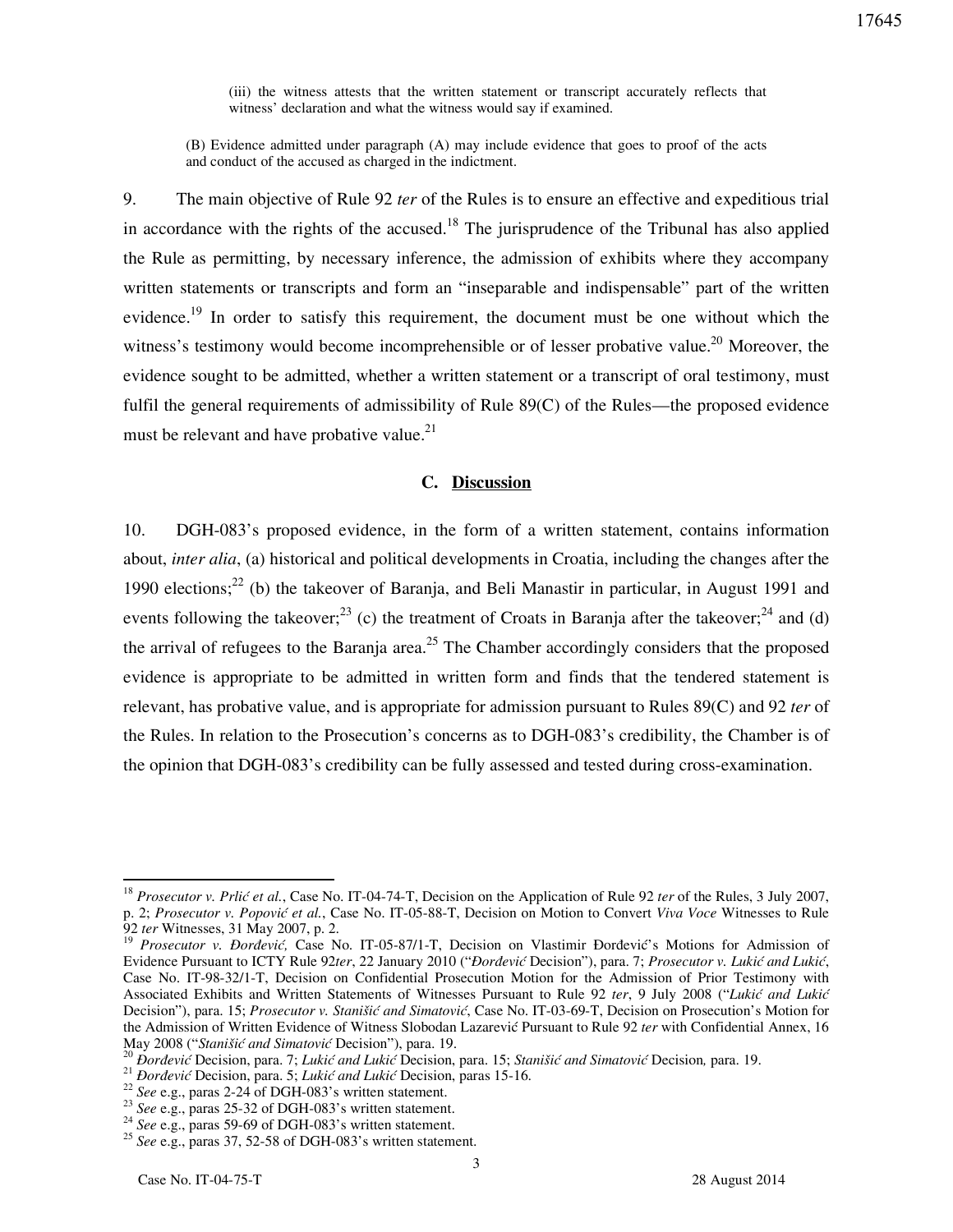(iii) the witness attests that the written statement or transcript accurately reflects that witness' declaration and what the witness would say if examined.

(B) Evidence admitted under paragraph (A) may include evidence that goes to proof of the acts and conduct of the accused as charged in the indictment.

9. The main objective of Rule 92 *ter* of the Rules is to ensure an effective and expeditious trial in accordance with the rights of the accused.[18] The jurisprudence of the Tribunal has also applied the Rule as permitting, by necessary inference, the admission of exhibits where they accompany written statements or transcripts and form an "inseparable and indispensable" part of the written evidence.[19] In order to satisfy this requirement, the document must be one without which the witness's testimony would become incomprehensible or of lesser probative value.[20] Moreover, the evidence sought to be admitted, whether a written statement or a transcript of oral testimony, must fulfil the general requirements of admissibility of Rule 89(C) of the Rules—the proposed evidence must be relevant and have probative value.[21]

## C. Discussion

10. DGH-083's proposed evidence, in the form of a written statement, contains information about, *inter alia*, (a) historical and political developments in Croatia, including the changes after the 1990 elections;[22] (b) the takeover of Baranja, and Beli Manastir in particular, in August 1991 and events following the takeover;[23] (c) the treatment of Croats in Baranja after the takeover;[24] and (d) the arrival of refugees to the Baranja area.[25] The Chamber accordingly considers that the proposed evidence is appropriate to be admitted in written form and finds that the tendered statement is relevant, has probative value, and is appropriate for admission pursuant to Rules 89(C) and 92 *ter* of the Rules. In relation to the Prosecution's concerns as to DGH-083's credibility, the Chamber is of the opinion that DGH-083's credibility can be fully assessed and tested during cross-examination.

---

[18] *Prosecutor v. Prlić et al.*, Case No. IT-04-74-T, Decision on the Application of Rule 92 *ter* of the Rules, 3 July 2007, p. 2; *Prosecutor v. Popović et al.*, Case No. IT-05-88-T, Decision on Motion to Convert *Viva Voce* Witnesses to Rule 92 *ter* Witnesses, 31 May 2007, p. 2.

[19] *Prosecutor v. Đorđević,* Case No. IT-05-87/1-T, Decision on Vlastimir Đorđević's Motions for Admission of Evidence Pursuant to ICTY Rule 92*ter*, 22 January 2010 ("*Đorđević* Decision"), para. 7; *Prosecutor v. Lukić and Lukić*, Case No. IT-98-32/1-T, Decision on Confidential Prosecution Motion for the Admission of Prior Testimony with Associated Exhibits and Written Statements of Witnesses Pursuant to Rule 92 *ter*, 9 July 2008 ("*Lukić and Lukić* Decision"), para. 15; *Prosecutor v. Stanišić and Simatović*, Case No. IT-03-69-T, Decision on Prosecution's Motion for the Admission of Written Evidence of Witness Slobodan Lazarević Pursuant to Rule 92 *ter* with Confidential Annex, 16 May 2008 ("*Stanišić and Simatović* Decision"), para. 19.

[20] *Đorđević* Decision, para. 7; *Lukić and Lukić* Decision, para. 15; *Stanišić and Simatović* Decision*,* para. 19.

[21] *Đorđević* Decision, para. 5; *Lukić and Lukić* Decision, paras 15-16.

[22] *See* e.g., paras 2-24 of DGH-083's written statement.

[23] *See* e.g., paras 25-32 of DGH-083's written statement.

[24] *See* e.g., paras 59-69 of DGH-083's written statement.

[25] *See* e.g., paras 37, 52-58 of DGH-083's written statement.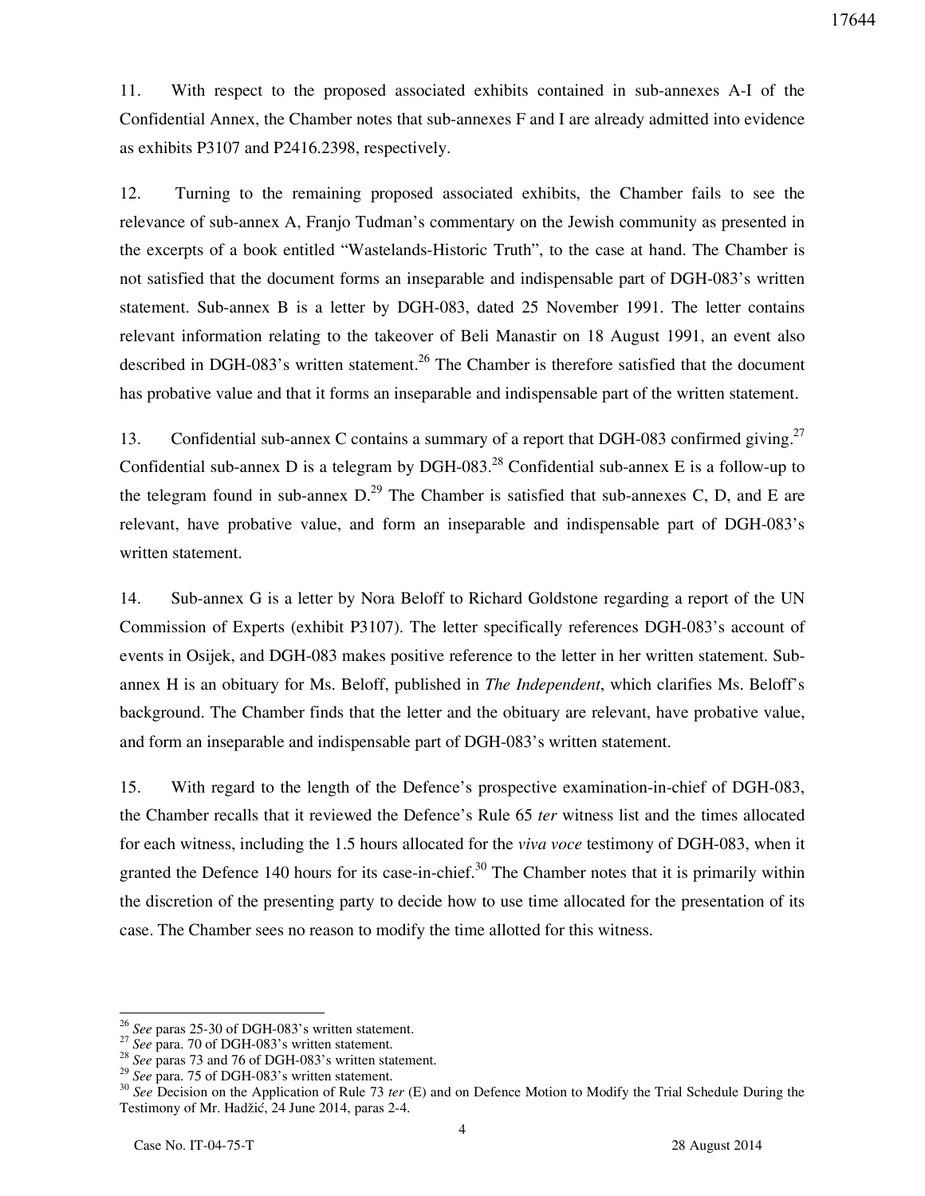11. With respect to the proposed associated exhibits contained in sub-annexes A-I of the Confidential Annex, the Chamber notes that sub-annexes F and I are already admitted into evidence as exhibits P3107 and P2416.2398, respectively.

12. Turning to the remaining proposed associated exhibits, the Chamber fails to see the relevance of sub-annex A, Franjo Tuđman's commentary on the Jewish community as presented in the excerpts of a book entitled "Wastelands-Historic Truth", to the case at hand. The Chamber is not satisfied that the document forms an inseparable and indispensable part of DGH-083's written statement. Sub-annex B is a letter by DGH-083, dated 25 November 1991. The letter contains relevant information relating to the takeover of Beli Manastir on 18 August 1991, an event also described in DGH-083's written statement.[26] The Chamber is therefore satisfied that the document has probative value and that it forms an inseparable and indispensable part of the written statement.

13. Confidential sub-annex C contains a summary of a report that DGH-083 confirmed giving.[27] Confidential sub-annex D is a telegram by DGH-083.[28] Confidential sub-annex E is a follow-up to the telegram found in sub-annex D.[29] The Chamber is satisfied that sub-annexes C, D, and E are relevant, have probative value, and form an inseparable and indispensable part of DGH-083's written statement.

14. Sub-annex G is a letter by Nora Beloff to Richard Goldstone regarding a report of the UN Commission of Experts (exhibit P3107). The letter specifically references DGH-083's account of events in Osijek, and DGH-083 makes positive reference to the letter in her written statement. Sub-annex H is an obituary for Ms. Beloff, published in *The Independent*, which clarifies Ms. Beloff's background. The Chamber finds that the letter and the obituary are relevant, have probative value, and form an inseparable and indispensable part of DGH-083's written statement.

15. With regard to the length of the Defence's prospective examination-in-chief of DGH-083, the Chamber recalls that it reviewed the Defence's Rule 65 *ter* witness list and the times allocated for each witness, including the 1.5 hours allocated for the *viva voce* testimony of DGH-083, when it granted the Defence 140 hours for its case-in-chief.[30] The Chamber notes that it is primarily within the discretion of the presenting party to decide how to use time allocated for the presentation of its case. The Chamber sees no reason to modify the time allotted for this witness.

---

[26] *See* paras 25-30 of DGH-083's written statement.

[27] *See* para. 70 of DGH-083's written statement.

[28] *See* paras 73 and 76 of DGH-083's written statement.

[29] *See* para. 75 of DGH-083's written statement.

[30] *See* Decision on the Application of Rule 73 *ter* (E) and on Defence Motion to Modify the Trial Schedule During the Testimony of Mr. Hadžić, 24 June 2014, paras 2-4.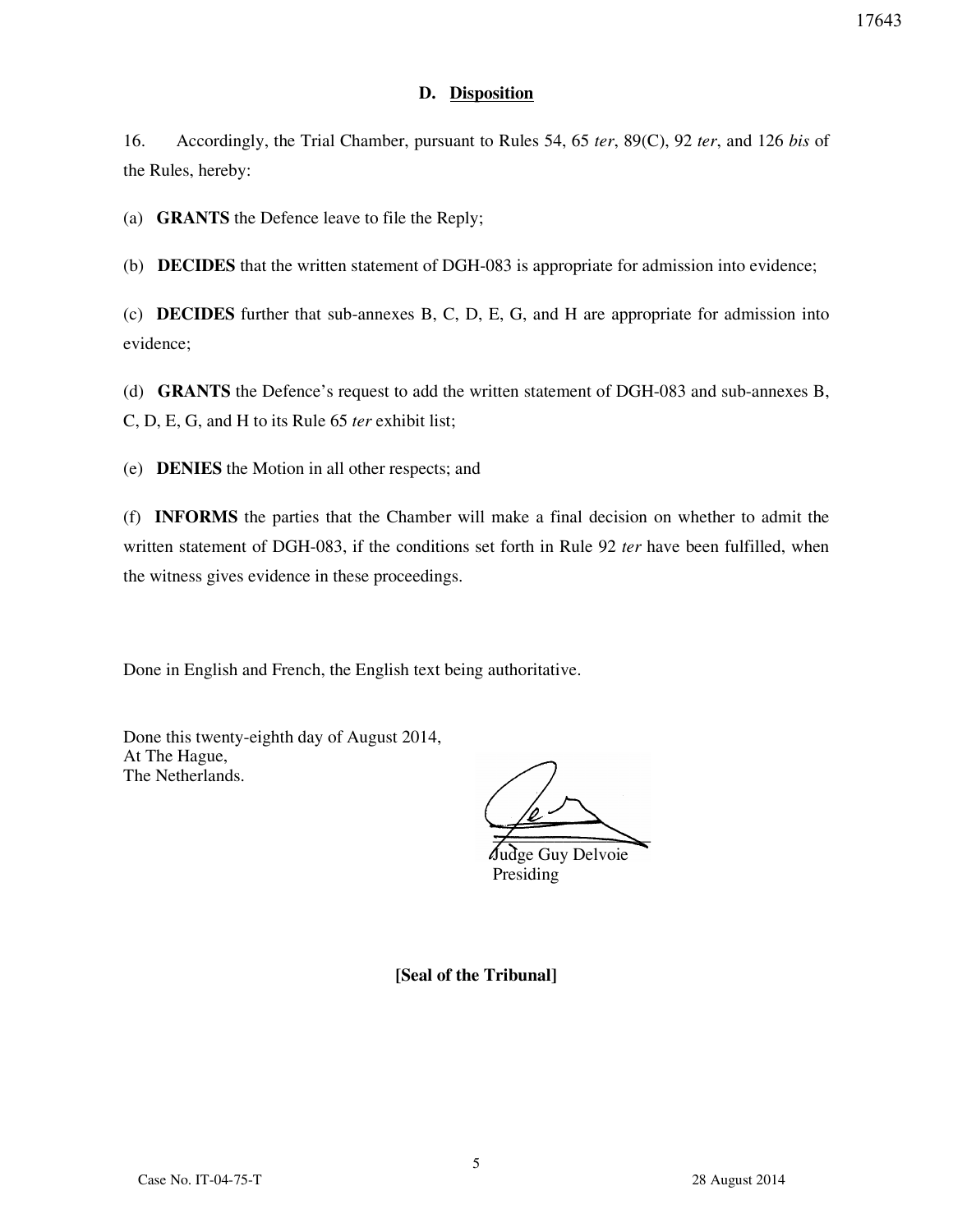### D. Disposition

16. Accordingly, the Trial Chamber, pursuant to Rules 54, 65 *ter*, 89(C), 92 *ter*, and 126 *bis* of the Rules, hereby:

(a) **GRANTS** the Defence leave to file the Reply;

(b) **DECIDES** that the written statement of DGH-083 is appropriate for admission into evidence;

(c) **DECIDES** further that sub-annexes B, C, D, E, G, and H are appropriate for admission into evidence;

(d) **GRANTS** the Defence's request to add the written statement of DGH-083 and sub-annexes B, C, D, E, G, and H to its Rule 65 *ter* exhibit list;

(e) **DENIES** the Motion in all other respects; and

(f) **INFORMS** the parties that the Chamber will make a final decision on whether to admit the written statement of DGH-083, if the conditions set forth in Rule 92 *ter* have been fulfilled, when the witness gives evidence in these proceedings.

Done in English and French, the English text being authoritative.

Done this twenty-eighth day of August 2014,
At The Hague,
The Netherlands.

Judge Guy Delvoie
Presiding

**[Seal of the Tribunal]**